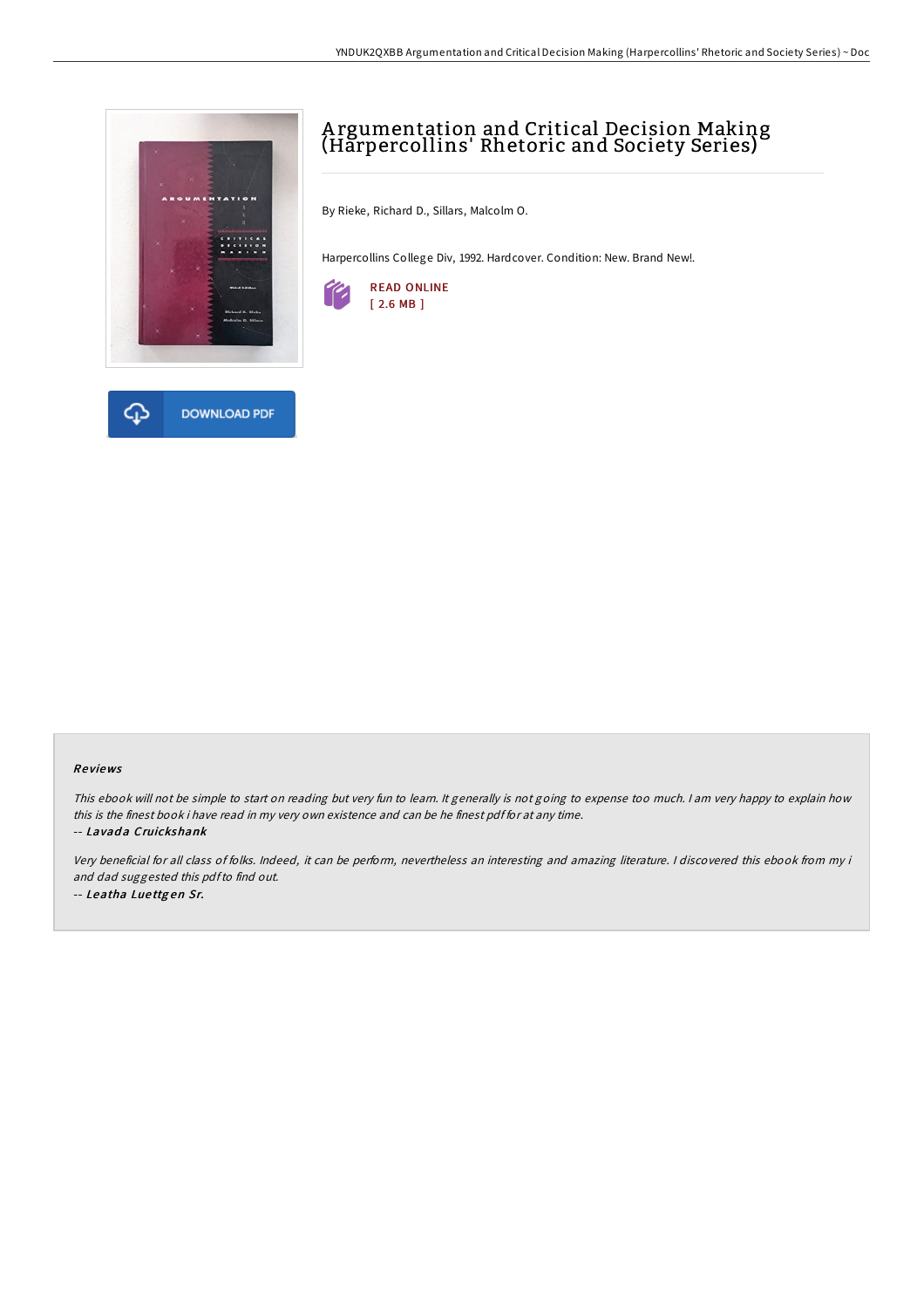# Argumentation and Critical Decision Making (Harpercollins' Rhetoric and Society Series)

By Rieke, Richard D., Sillars, Malcolm O.

Harpercollins College Div, 1992. Hardcover. Condition: New. Brand New!.

READ ONLINE
[ 2.6 MB ]

DOWNLOAD PDF

### Reviews

*This ebook will not be simple to start on reading but very fun to learn. It generally is not going to expense too much. I am very happy to explain how this is the finest book i have read in my very own existence and can be he finest pdf for at any time.*

-- *Lavada Cruickshank*

*Very beneficial for all class of folks. Indeed, it can be perform, nevertheless an interesting and amazing literature. I discovered this ebook from my i and dad suggested this pdf to find out.*

-- *Leatha Luettgen Sr.*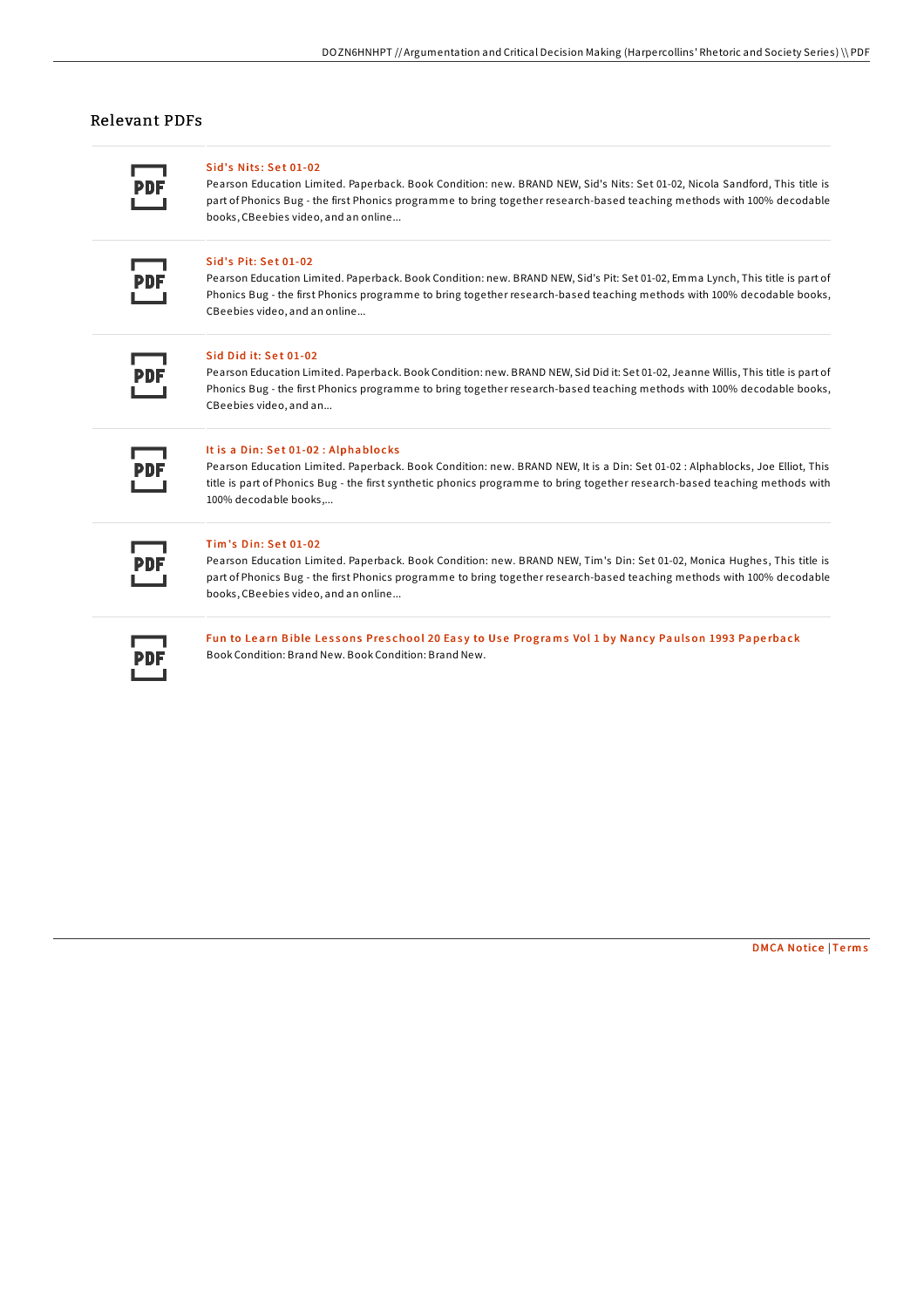## Relevant PDFs

### Sid's Nits: Set 01-02

Pearson Education Limited. Paperback. Book Condition: new. BRAND NEW, Sid's Nits: Set 01-02, Nicola Sandford, This title is part of Phonics Bug - the first Phonics programme to bring together research-based teaching methods with 100% decodable books, CBeebies video, and an online...

### Sid's Pit: Set 01-02

Pearson Education Limited. Paperback. Book Condition: new. BRAND NEW, Sid's Pit: Set 01-02, Emma Lynch, This title is part of Phonics Bug - the first Phonics programme to bring together research-based teaching methods with 100% decodable books, CBeebies video, and an online...

### Sid Did it: Set 01-02

Pearson Education Limited. Paperback. Book Condition: new. BRAND NEW, Sid Did it: Set 01-02, Jeanne Willis, This title is part of Phonics Bug - the first Phonics programme to bring together research-based teaching methods with 100% decodable books, CBeebies video, and an...

### It is a Din: Set 01-02 : Alphablocks

Pearson Education Limited. Paperback. Book Condition: new. BRAND NEW, It is a Din: Set 01-02 : Alphablocks, Joe Elliot, This title is part of Phonics Bug - the first synthetic phonics programme to bring together research-based teaching methods with 100% decodable books,...

### Tim's Din: Set 01-02

Pearson Education Limited. Paperback. Book Condition: new. BRAND NEW, Tim's Din: Set 01-02, Monica Hughes, This title is part of Phonics Bug - the first Phonics programme to bring together research-based teaching methods with 100% decodable books, CBeebies video, and an online...

### Fun to Learn Bible Lessons Preschool 20 Easy to Use Programs Vol 1 by Nancy Paulson 1993 Paperback

Book Condition: Brand New. Book Condition: Brand New.

DMCA Notice | Terms